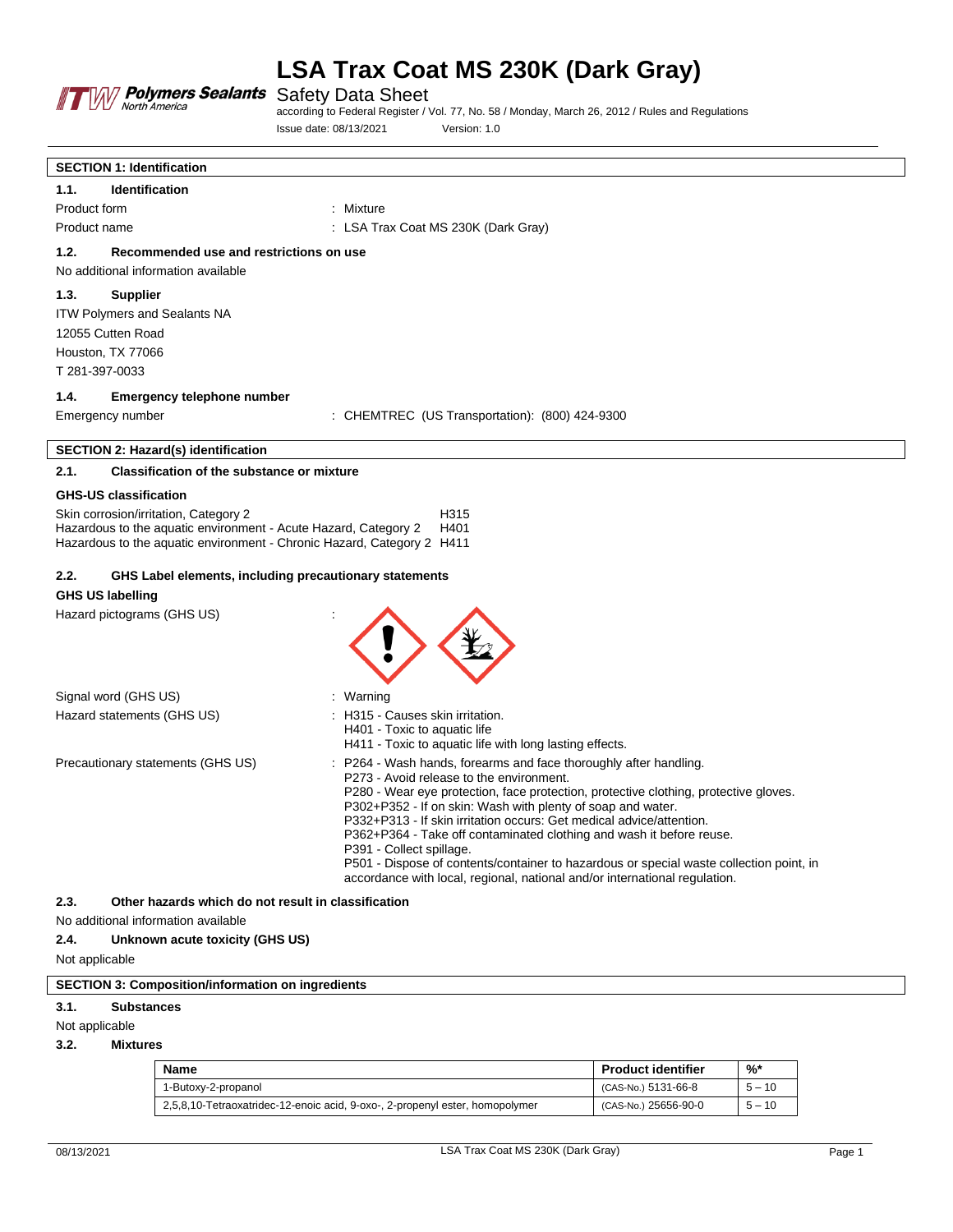# LSA Trax Coat MS 230K (Dark Gray)

Safety Data Sheet

according to Federal Register / Vol. 77, No. 58 / Monday, March 26, 2012 / Rules and Regulations

Issue date: 08/13/2021 Version: 1.0

## SECTION 1: Identification

### 1.1. Identification

Product form : Mixture

Product name : LSA Trax Coat MS 230K (Dark Gray)

### 1.2. Recommended use and restrictions on use

No additional information available

### 1.3. Supplier

ITW Polymers and Sealants NA
12055 Cutten Road
Houston, TX 77066
T 281-397-0033

### 1.4. Emergency telephone number

Emergency number : CHEMTREC (US Transportation): (800) 424-9300

## SECTION 2: Hazard(s) identification

### 2.1. Classification of the substance or mixture

**GHS-US classification**

Skin corrosion/irritation, Category 2 H315
Hazardous to the aquatic environment - Acute Hazard, Category 2 H401
Hazardous to the aquatic environment - Chronic Hazard, Category 2 H411

### 2.2. GHS Label elements, including precautionary statements

**GHS US labelling**

Hazard pictograms (GHS US) :

Signal word (GHS US) : Warning

Hazard statements (GHS US) : H315 - Causes skin irritation.
H401 - Toxic to aquatic life
H411 - Toxic to aquatic life with long lasting effects.

Precautionary statements (GHS US) : P264 - Wash hands, forearms and face thoroughly after handling.
P273 - Avoid release to the environment.
P280 - Wear eye protection, face protection, protective clothing, protective gloves.
P302+P352 - If on skin: Wash with plenty of soap and water.
P332+P313 - If skin irritation occurs: Get medical advice/attention.
P362+P364 - Take off contaminated clothing and wash it before reuse.
P391 - Collect spillage.
P501 - Dispose of contents/container to hazardous or special waste collection point, in accordance with local, regional, national and/or international regulation.

### 2.3. Other hazards which do not result in classification

No additional information available

### 2.4. Unknown acute toxicity (GHS US)

Not applicable

## SECTION 3: Composition/information on ingredients

### 3.1. Substances

Not applicable

### 3.2. Mixtures

| Name | Product identifier | %* |
|---|---|---|
| 1-Butoxy-2-propanol | (CAS-No.) 5131-66-8 | 5 – 10 |
| 2,5,8,10-Tetraoxatridec-12-enoic acid, 9-oxo-, 2-propenyl ester, homopolymer | (CAS-No.) 25656-90-0 | 5 – 10 |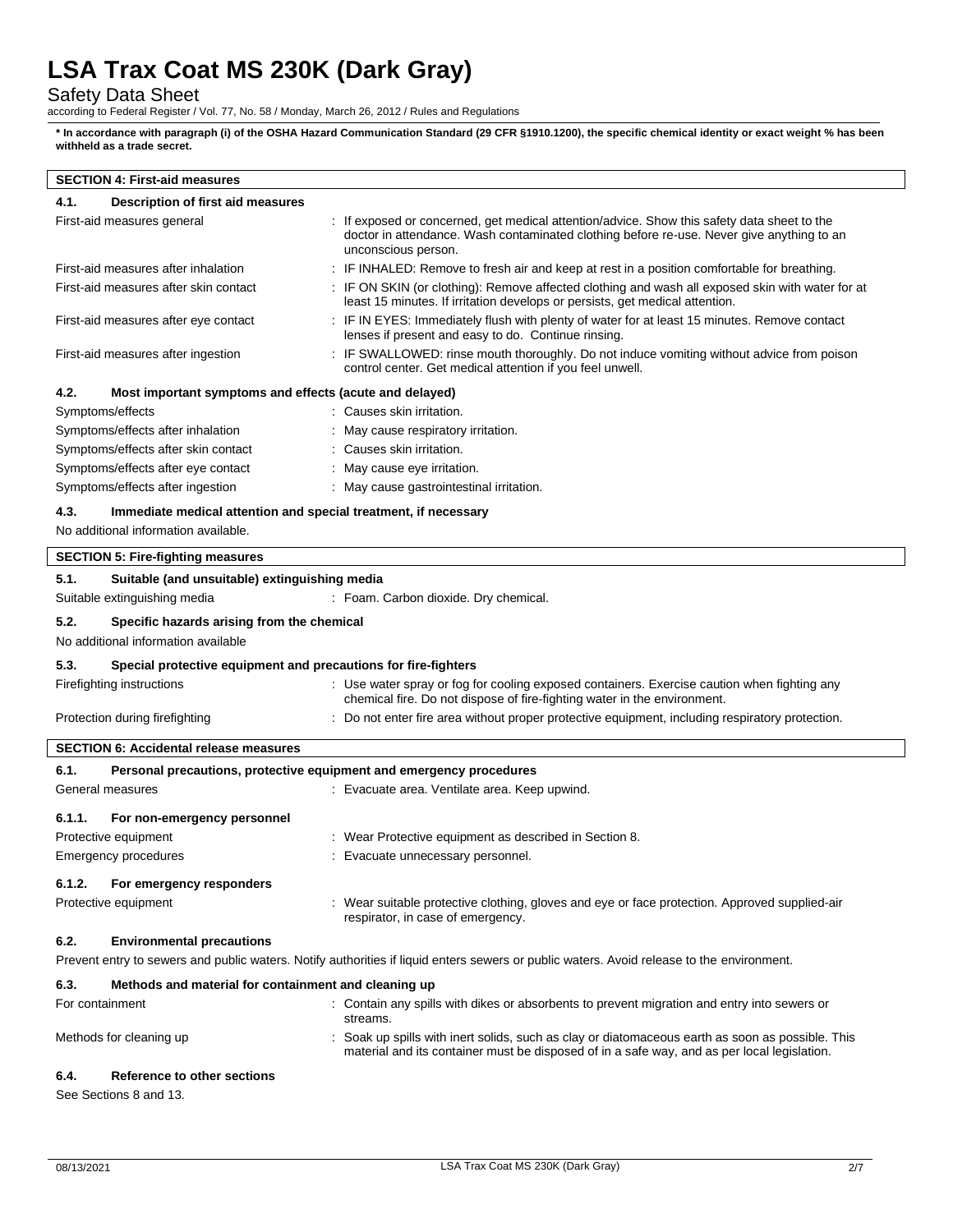**\* In accordance with paragraph (i) of the OSHA Hazard Communication Standard (29 CFR §1910.1200), the specific chemical identity or exact weight % has been withheld as a trade secret.**

## SECTION 4: First-aid measures

### 4.1. Description of first aid measures

| | |
|---|---|
| First-aid measures general | : If exposed or concerned, get medical attention/advice. Show this safety data sheet to the doctor in attendance. Wash contaminated clothing before re-use. Never give anything to an unconscious person. |
| First-aid measures after inhalation | : IF INHALED: Remove to fresh air and keep at rest in a position comfortable for breathing. |
| First-aid measures after skin contact | : IF ON SKIN (or clothing): Remove affected clothing and wash all exposed skin with water for at least 15 minutes. If irritation develops or persists, get medical attention. |
| First-aid measures after eye contact | : IF IN EYES: Immediately flush with plenty of water for at least 15 minutes. Remove contact lenses if present and easy to do. Continue rinsing. |
| First-aid measures after ingestion | : IF SWALLOWED: rinse mouth thoroughly. Do not induce vomiting without advice from poison control center. Get medical attention if you feel unwell. |

### 4.2. Most important symptoms and effects (acute and delayed)

| | |
|---|---|
| Symptoms/effects | : Causes skin irritation. |
| Symptoms/effects after inhalation | : May cause respiratory irritation. |
| Symptoms/effects after skin contact | : Causes skin irritation. |
| Symptoms/effects after eye contact | : May cause eye irritation. |
| Symptoms/effects after ingestion | : May cause gastrointestinal irritation. |

### 4.3. Immediate medical attention and special treatment, if necessary

No additional information available.

## SECTION 5: Fire-fighting measures

### 5.1. Suitable (and unsuitable) extinguishing media

| | |
|---|---|
| Suitable extinguishing media | : Foam. Carbon dioxide. Dry chemical. |

### 5.2. Specific hazards arising from the chemical

No additional information available

### 5.3. Special protective equipment and precautions for fire-fighters

| | |
|---|---|
| Firefighting instructions | : Use water spray or fog for cooling exposed containers. Exercise caution when fighting any chemical fire. Do not dispose of fire-fighting water in the environment. |
| Protection during firefighting | : Do not enter fire area without proper protective equipment, including respiratory protection. |

## SECTION 6: Accidental release measures

### 6.1. Personal precautions, protective equipment and emergency procedures

| | |
|---|---|
| General measures | : Evacuate area. Ventilate area. Keep upwind. |

#### 6.1.1. For non-emergency personnel

| | |
|---|---|
| Protective equipment | : Wear Protective equipment as described in Section 8. |
| Emergency procedures | : Evacuate unnecessary personnel. |

#### 6.1.2. For emergency responders

| | |
|---|---|
| Protective equipment | : Wear suitable protective clothing, gloves and eye or face protection. Approved supplied-air respirator, in case of emergency. |

### 6.2. Environmental precautions

Prevent entry to sewers and public waters. Notify authorities if liquid enters sewers or public waters. Avoid release to the environment.

### 6.3. Methods and material for containment and cleaning up

| | |
|---|---|
| For containment | : Contain any spills with dikes or absorbents to prevent migration and entry into sewers or streams. |
| Methods for cleaning up | : Soak up spills with inert solids, such as clay or diatomaceous earth as soon as possible. This material and its container must be disposed of in a safe way, and as per local legislation. |

### 6.4. Reference to other sections

See Sections 8 and 13.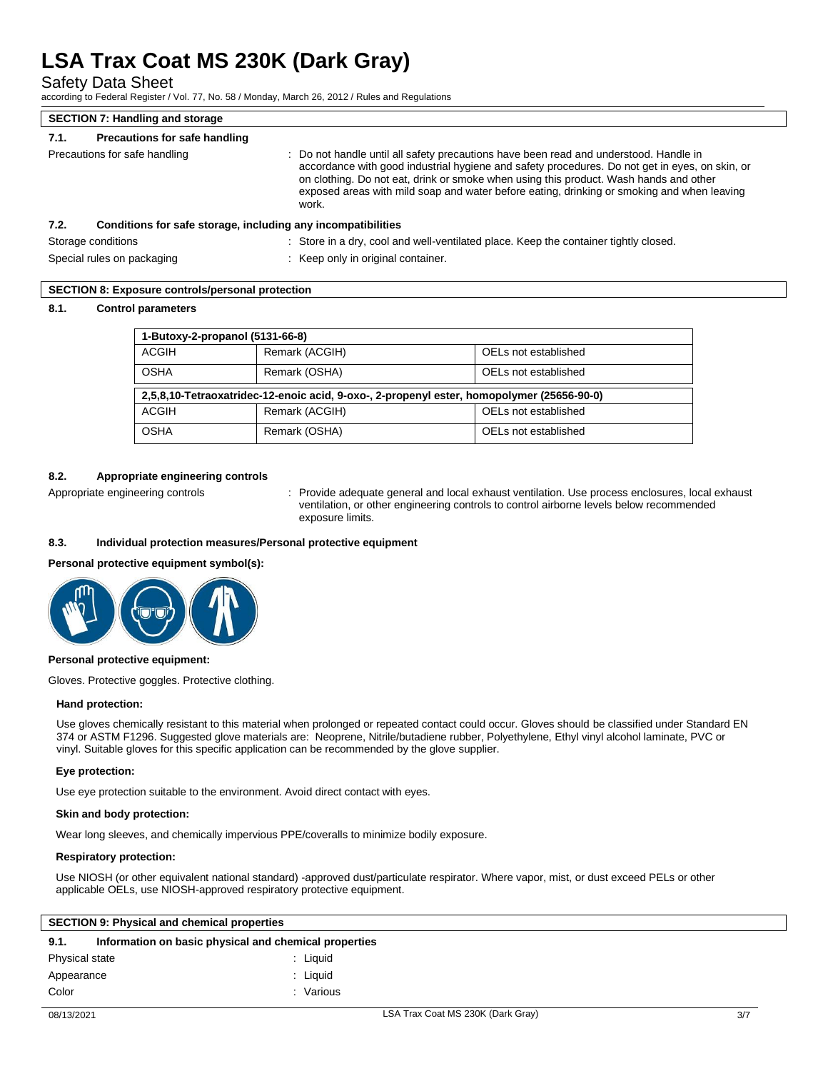# LSA Trax Coat MS 230K (Dark Gray)

Safety Data Sheet

according to Federal Register / Vol. 77, No. 58 / Monday, March 26, 2012 / Rules and Regulations

## SECTION 7: Handling and storage

### 7.1. Precautions for safe handling

Precautions for safe handling : Do not handle until all safety precautions have been read and understood. Handle in accordance with good industrial hygiene and safety procedures. Do not get in eyes, on skin, or on clothing. Do not eat, drink or smoke when using this product. Wash hands and other exposed areas with mild soap and water before eating, drinking or smoking and when leaving work.

### 7.2. Conditions for safe storage, including any incompatibilities

Storage conditions : Store in a dry, cool and well-ventilated place. Keep the container tightly closed.

Special rules on packaging : Keep only in original container.

## SECTION 8: Exposure controls/personal protection

### 8.1. Control parameters

| 1-Butoxy-2-propanol (5131-66-8) | | |
|---|---|---|
| ACGIH | Remark (ACGIH) | OELs not established |
| OSHA | Remark (OSHA) | OELs not established |

| 2,5,8,10-Tetraoxatridec-12-enoic acid, 9-oxo-, 2-propenyl ester, homopolymer (25656-90-0) | | |
|---|---|---|
| ACGIH | Remark (ACGIH) | OELs not established |
| OSHA | Remark (OSHA) | OELs not established |

### 8.2. Appropriate engineering controls

Appropriate engineering controls : Provide adequate general and local exhaust ventilation. Use process enclosures, local exhaust ventilation, or other engineering controls to control airborne levels below recommended exposure limits.

### 8.3. Individual protection measures/Personal protective equipment

**Personal protective equipment symbol(s):**

**Personal protective equipment:**

Gloves. Protective goggles. Protective clothing.

**Hand protection:**

Use gloves chemically resistant to this material when prolonged or repeated contact could occur. Gloves should be classified under Standard EN 374 or ASTM F1296. Suggested glove materials are: Neoprene, Nitrile/butadiene rubber, Polyethylene, Ethyl vinyl alcohol laminate, PVC or vinyl. Suitable gloves for this specific application can be recommended by the glove supplier.

**Eye protection:**

Use eye protection suitable to the environment. Avoid direct contact with eyes.

**Skin and body protection:**

Wear long sleeves, and chemically impervious PPE/coveralls to minimize bodily exposure.

**Respiratory protection:**

Use NIOSH (or other equivalent national standard) -approved dust/particulate respirator. Where vapor, mist, or dust exceed PELs or other applicable OELs, use NIOSH-approved respiratory protective equipment.

## SECTION 9: Physical and chemical properties

### 9.1. Information on basic physical and chemical properties

Physical state : Liquid

Appearance : Liquid

Color : Various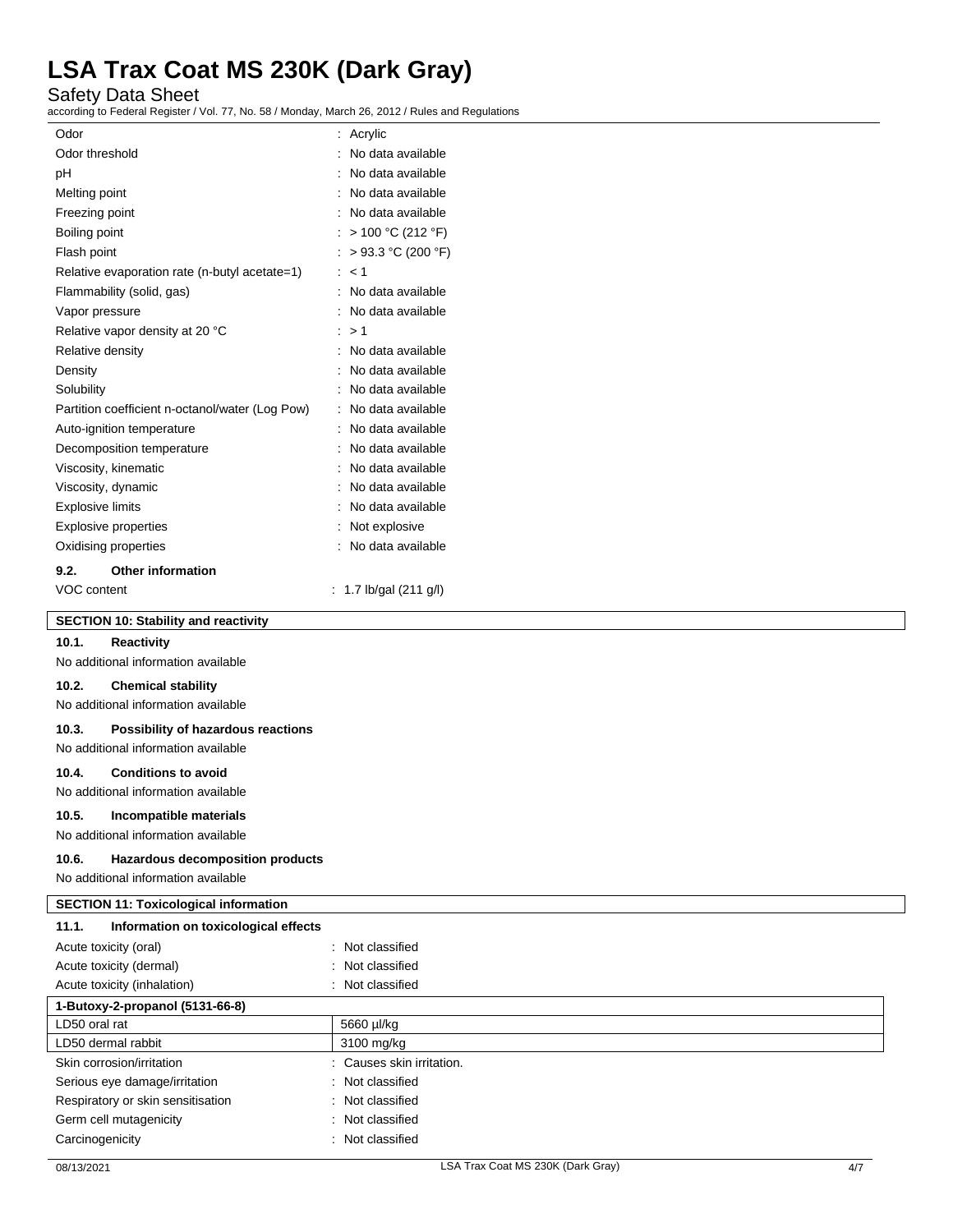| | |
|---|---|
| Odor | : Acrylic |
| Odor threshold | : No data available |
| pH | : No data available |
| Melting point | : No data available |
| Freezing point | : No data available |
| Boiling point | : > 100 °C (212 °F) |
| Flash point | : > 93.3 °C (200 °F) |
| Relative evaporation rate (n-butyl acetate=1) | : < 1 |
| Flammability (solid, gas) | : No data available |
| Vapor pressure | : No data available |
| Relative vapor density at 20 °C | : > 1 |
| Relative density | : No data available |
| Density | : No data available |
| Solubility | : No data available |
| Partition coefficient n-octanol/water (Log Pow) | : No data available |
| Auto-ignition temperature | : No data available |
| Decomposition temperature | : No data available |
| Viscosity, kinematic | : No data available |
| Viscosity, dynamic | : No data available |
| Explosive limits | : No data available |
| Explosive properties | : Not explosive |
| Oxidising properties | : No data available |

### 9.2. Other information

| | |
|---|---|
| VOC content | : 1.7 lb/gal (211 g/l) |

## SECTION 10: Stability and reactivity

### 10.1. Reactivity
No additional information available

### 10.2. Chemical stability
No additional information available

### 10.3. Possibility of hazardous reactions
No additional information available

### 10.4. Conditions to avoid
No additional information available

### 10.5. Incompatible materials
No additional information available

### 10.6. Hazardous decomposition products
No additional information available

## SECTION 11: Toxicological information

### 11.1. Information on toxicological effects

| | |
|---|---|
| Acute toxicity (oral) | : Not classified |
| Acute toxicity (dermal) | : Not classified |
| Acute toxicity (inhalation) | : Not classified |

| 1-Butoxy-2-propanol (5131-66-8) | |
|---|---|
| LD50 oral rat | 5660 µl/kg |
| LD50 dermal rabbit | 3100 mg/kg |

| | |
|---|---|
| Skin corrosion/irritation | : Causes skin irritation. |
| Serious eye damage/irritation | : Not classified |
| Respiratory or skin sensitisation | : Not classified |
| Germ cell mutagenicity | : Not classified |
| Carcinogenicity | : Not classified |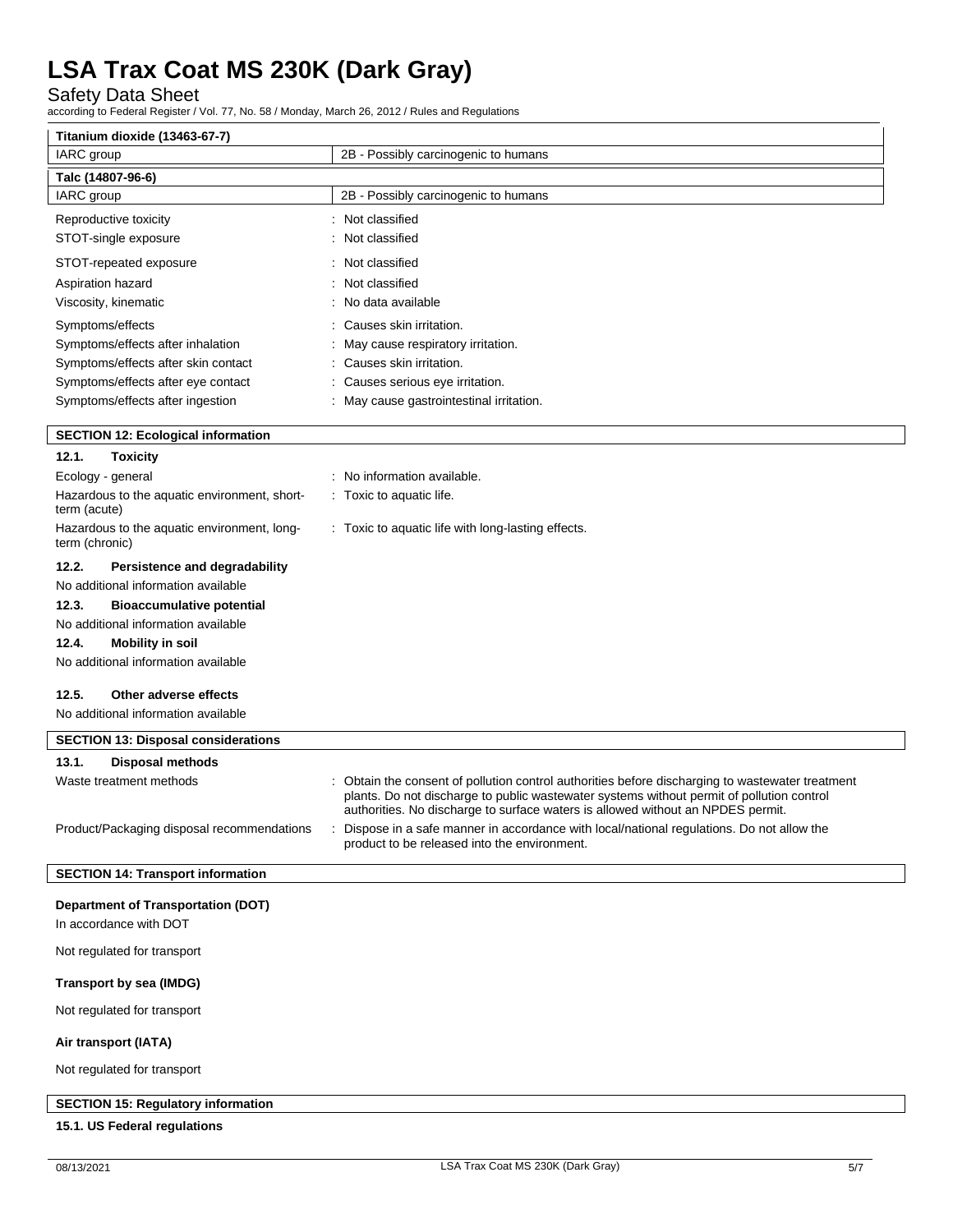| Titanium dioxide (13463-67-7) | |
|---|---|
| IARC group | 2B - Possibly carcinogenic to humans |

| Talc (14807-96-6) | |
|---|---|
| IARC group | 2B - Possibly carcinogenic to humans |

Reproductive toxicity : Not classified

STOT-single exposure : Not classified

STOT-repeated exposure : Not classified

Aspiration hazard : Not classified

Viscosity, kinematic : No data available

Symptoms/effects : Causes skin irritation.

Symptoms/effects after inhalation : May cause respiratory irritation.

Symptoms/effects after skin contact : Causes skin irritation.

Symptoms/effects after eye contact : Causes serious eye irritation.

Symptoms/effects after ingestion : May cause gastrointestinal irritation.

## SECTION 12: Ecological information

### 12.1. Toxicity

Ecology - general : No information available.

Hazardous to the aquatic environment, short-term (acute) : Toxic to aquatic life.

Hazardous to the aquatic environment, long-term (chronic) : Toxic to aquatic life with long-lasting effects.

### 12.2. Persistence and degradability

No additional information available

### 12.3. Bioaccumulative potential

No additional information available

### 12.4. Mobility in soil

No additional information available

### 12.5. Other adverse effects

No additional information available

## SECTION 13: Disposal considerations

### 13.1. Disposal methods

Waste treatment methods : Obtain the consent of pollution control authorities before discharging to wastewater treatment plants. Do not discharge to public wastewater systems without permit of pollution control authorities. No discharge to surface waters is allowed without an NPDES permit.

Product/Packaging disposal recommendations : Dispose in a safe manner in accordance with local/national regulations. Do not allow the product to be released into the environment.

## SECTION 14: Transport information

**Department of Transportation (DOT)**

In accordance with DOT

Not regulated for transport

**Transport by sea (IMDG)**

Not regulated for transport

**Air transport (IATA)**

Not regulated for transport

## SECTION 15: Regulatory information

### 15.1. US Federal regulations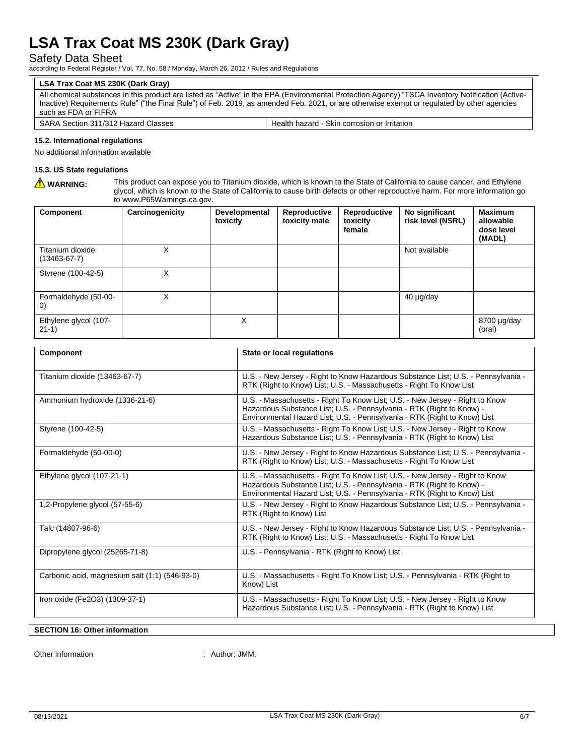| LSA Trax Coat MS 230K (Dark Gray) | |
|---|---|
| All chemical substances in this product are listed as "Active" in the EPA (Environmental Protection Agency) "TSCA Inventory Notification (Active-Inactive) Requirements Rule" ("the Final Rule") of Feb. 2019, as amended Feb. 2021, or are otherwise exempt or regulated by other agencies such as FDA or FIFRA | |
| SARA Section 311/312 Hazard Classes | Health hazard - Skin corrosion or Irritation |

### 15.2. International regulations

No additional information available

### 15.3. US State regulations

⚠ **WARNING:** This product can expose you to Titanium dioxide, which is known to the State of California to cause cancer, and Ethylene glycol, which is known to the State of California to cause birth defects or other reproductive harm. For more information go to www.P65Warnings.ca.gov.

| Component | Carcinogenicity | Developmental toxicity | Reproductive toxicity male | Reproductive toxicity female | No significant risk level (NSRL) | Maximum allowable dose level (MADL) |
|---|---|---|---|---|---|---|
| Titanium dioxide (13463-67-7) | X | | | | Not available | |
| Styrene (100-42-5) | X | | | | | |
| Formaldehyde (50-00-0) | X | | | | 40 µg/day | |
| Ethylene glycol (107-21-1) | | X | | | | 8700 µg/day (oral) |

| Component | State or local regulations |
|---|---|
| Titanium dioxide (13463-67-7) | U.S. - New Jersey - Right to Know Hazardous Substance List; U.S. - Pennsylvania - RTK (Right to Know) List; U.S. - Massachusetts - Right To Know List |
| Ammonium hydroxide (1336-21-6) | U.S. - Massachusetts - Right To Know List; U.S. - New Jersey - Right to Know Hazardous Substance List; U.S. - Pennsylvania - RTK (Right to Know) - Environmental Hazard List; U.S. - Pennsylvania - RTK (Right to Know) List |
| Styrene (100-42-5) | U.S. - Massachusetts - Right To Know List; U.S. - New Jersey - Right to Know Hazardous Substance List; U.S. - Pennsylvania - RTK (Right to Know) List |
| Formaldehyde (50-00-0) | U.S. - New Jersey - Right to Know Hazardous Substance List; U.S. - Pennsylvania - RTK (Right to Know) List; U.S. - Massachusetts - Right To Know List |
| Ethylene glycol (107-21-1) | U.S. - Massachusetts - Right To Know List; U.S. - New Jersey - Right to Know Hazardous Substance List; U.S. - Pennsylvania - RTK (Right to Know) - Environmental Hazard List; U.S. - Pennsylvania - RTK (Right to Know) List |
| 1,2-Propylene glycol (57-55-6) | U.S. - New Jersey - Right to Know Hazardous Substance List; U.S. - Pennsylvania - RTK (Right to Know) List |
| Talc (14807-96-6) | U.S. - New Jersey - Right to Know Hazardous Substance List; U.S. - Pennsylvania - RTK (Right to Know) List; U.S. - Massachusetts - Right To Know List |
| Dipropylene glycol (25265-71-8) | U.S. - Pennsylvania - RTK (Right to Know) List |
| Carbonic acid, magnesium salt (1:1) (546-93-0) | U.S. - Massachusetts - Right To Know List; U.S. - Pennsylvania - RTK (Right to Know) List |
| Iron oxide ($Fe_2O_3$) (1309-37-1) | U.S. - Massachusetts - Right To Know List; U.S. - New Jersey - Right to Know Hazardous Substance List; U.S. - Pennsylvania - RTK (Right to Know) List |

## SECTION 16: Other information

Other information : Author: JMM.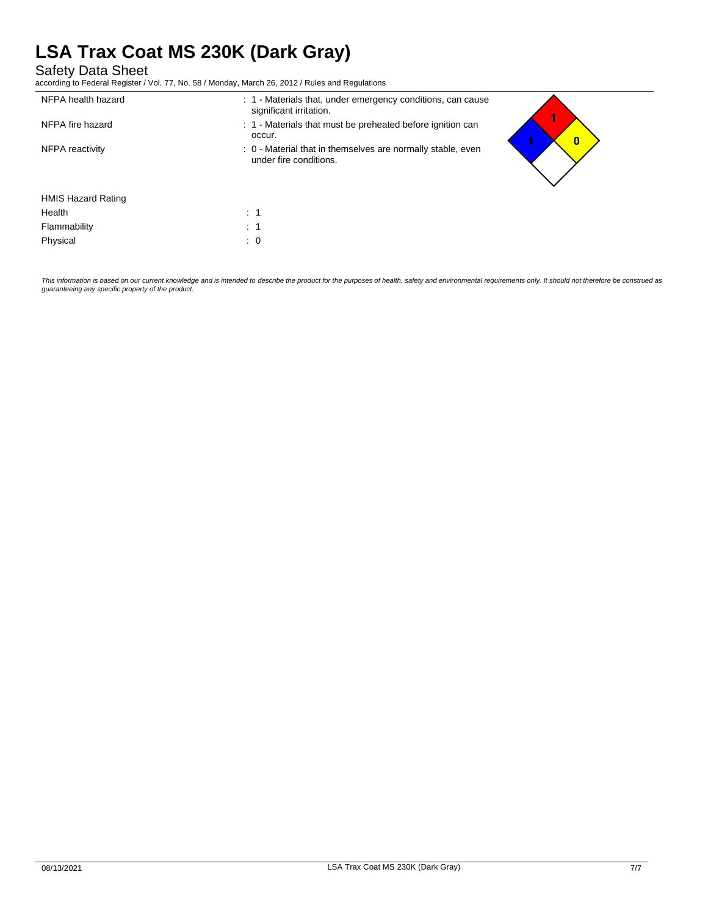NFPA health hazard : 1 - Materials that, under emergency conditions, can cause significant irritation.

NFPA fire hazard : 1 - Materials that must be preheated before ignition can occur.

NFPA reactivity : 0 - Material that in themselves are normally stable, even under fire conditions.

1
1
0

HMIS Hazard Rating

| | |
|---|---|
| Health | : 1 |
| Flammability | : 1 |
| Physical | : 0 |

*This information is based on our current knowledge and is intended to describe the product for the purposes of health, safety and environmental requirements only. It should not therefore be construed as guaranteeing any specific property of the product.*